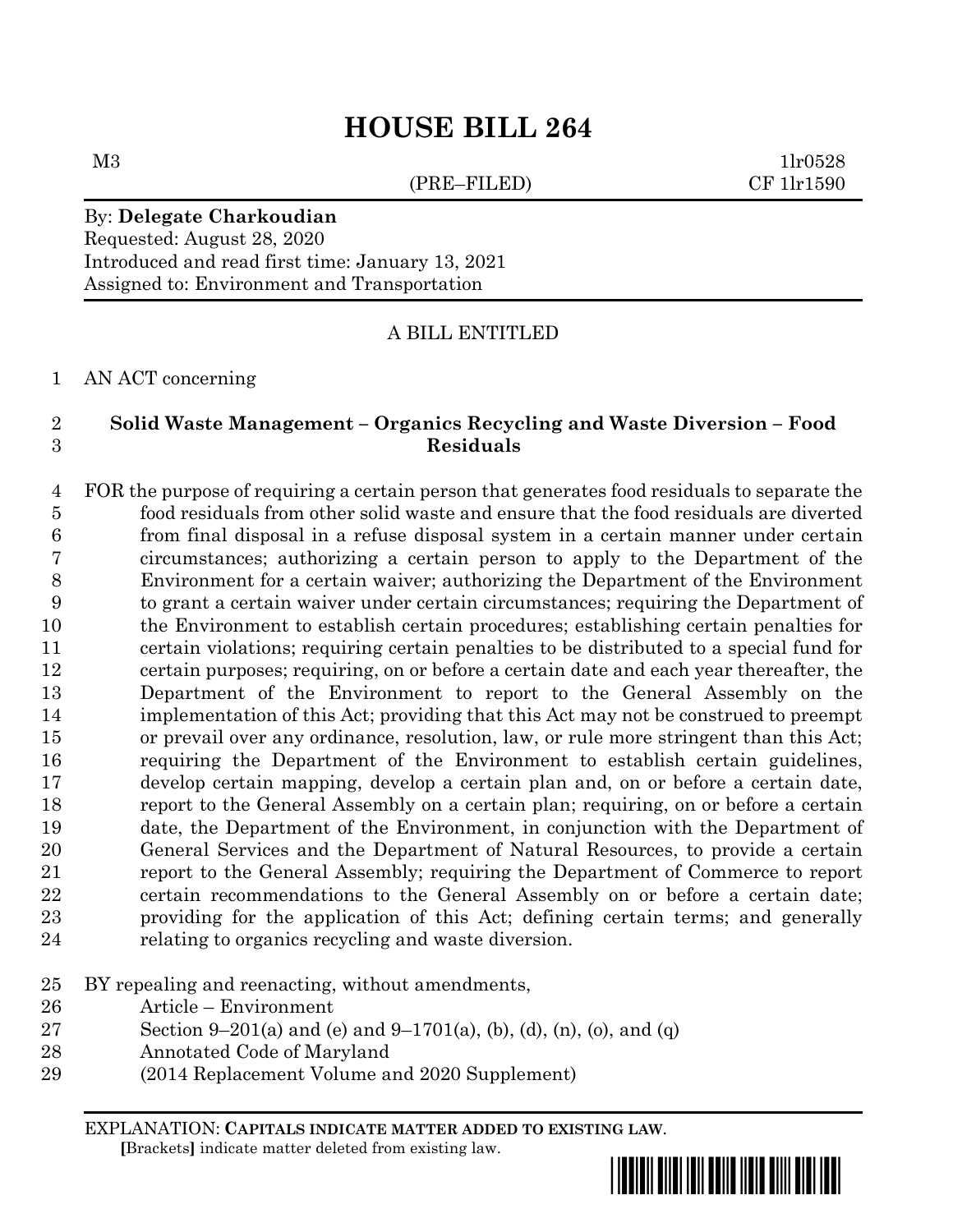# HOUSE BILL 264

M3 (PRE–FILED) 1lr0528
CF 1lr1590

By: **Delegate Charkoudian**
Requested: August 28, 2020
Introduced and read first time: January 13, 2021
Assigned to: Environment and Transportation

A BILL ENTITLED

AN ACT concerning

**Solid Waste Management – Organics Recycling and Waste Diversion – Food Residuals**

FOR the purpose of requiring a certain person that generates food residuals to separate the food residuals from other solid waste and ensure that the food residuals are diverted from final disposal in a refuse disposal system in a certain manner under certain circumstances; authorizing a certain person to apply to the Department of the Environment for a certain waiver; authorizing the Department of the Environment to grant a certain waiver under certain circumstances; requiring the Department of the Environment to establish certain procedures; establishing certain penalties for certain violations; requiring certain penalties to be distributed to a special fund for certain purposes; requiring, on or before a certain date and each year thereafter, the Department of the Environment to report to the General Assembly on the implementation of this Act; providing that this Act may not be construed to preempt or prevail over any ordinance, resolution, law, or rule more stringent than this Act; requiring the Department of the Environment to establish certain guidelines, develop certain mapping, develop a certain plan and, on or before a certain date, report to the General Assembly on a certain plan; requiring, on or before a certain date, the Department of the Environment, in conjunction with the Department of General Services and the Department of Natural Resources, to provide a certain report to the General Assembly; requiring the Department of Commerce to report certain recommendations to the General Assembly on or before a certain date; providing for the application of this Act; defining certain terms; and generally relating to organics recycling and waste diversion.

BY repealing and reenacting, without amendments,
Article – Environment
Section 9–201(a) and (e) and 9–1701(a), (b), (d), (n), (o), and (q)
Annotated Code of Maryland
(2014 Replacement Volume and 2020 Supplement)

EXPLANATION: **CAPITALS INDICATE MATTER ADDED TO EXISTING LAW**.
**[**Brackets**]** indicate matter deleted from existing law.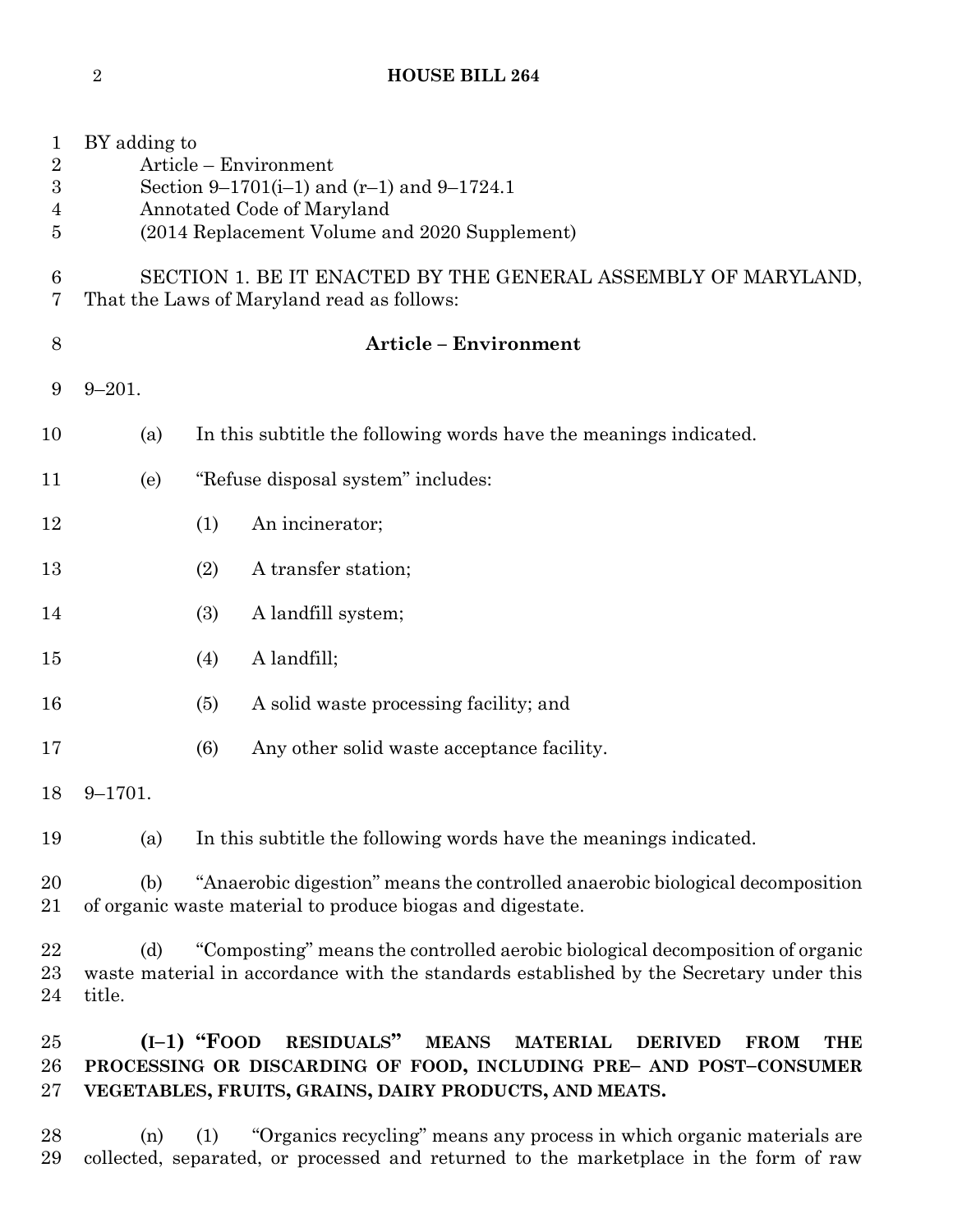BY adding to
Article – Environment
Section 9–1701(i–1) and (r–1) and 9–1724.1
Annotated Code of Maryland
(2014 Replacement Volume and 2020 Supplement)

SECTION 1. BE IT ENACTED BY THE GENERAL ASSEMBLY OF MARYLAND, That the Laws of Maryland read as follows:

**Article – Environment**

9–201.

(a) In this subtitle the following words have the meanings indicated.

(e) "Refuse disposal system" includes:

(1) An incinerator;

(2) A transfer station;

(3) A landfill system;

(4) A landfill;

(5) A solid waste processing facility; and

(6) Any other solid waste acceptance facility.

9–1701.

(a) In this subtitle the following words have the meanings indicated.

(b) "Anaerobic digestion" means the controlled anaerobic biological decomposition of organic waste material to produce biogas and digestate.

(d) "Composting" means the controlled aerobic biological decomposition of organic waste material in accordance with the standards established by the Secretary under this title.

**(I–1) "FOOD RESIDUALS" MEANS MATERIAL DERIVED FROM THE PROCESSING OR DISCARDING OF FOOD, INCLUDING PRE– AND POST–CONSUMER VEGETABLES, FRUITS, GRAINS, DAIRY PRODUCTS, AND MEATS.**

(n) (1) "Organics recycling" means any process in which organic materials are collected, separated, or processed and returned to the marketplace in the form of raw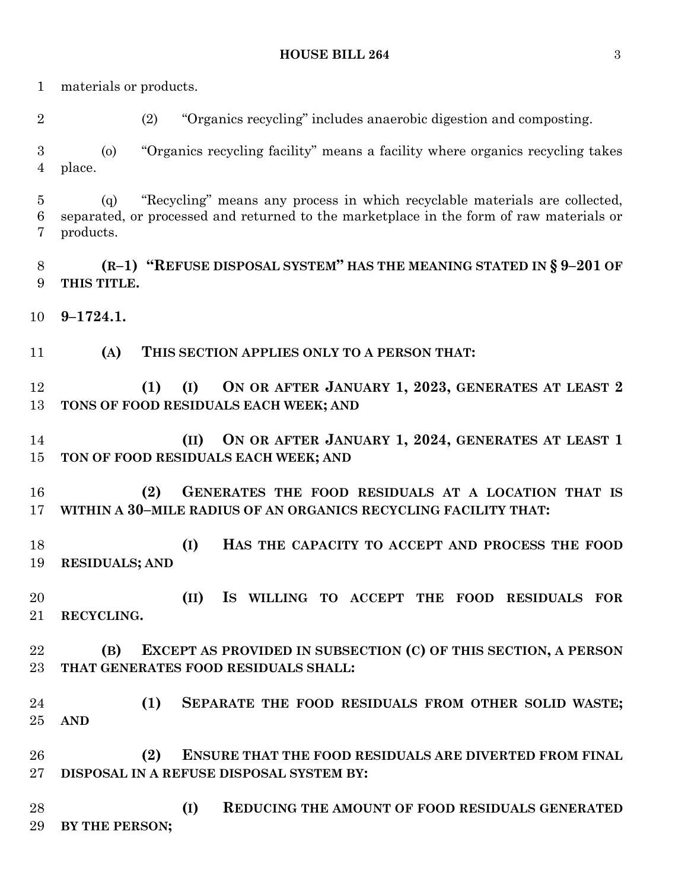materials or products.

(2) "Organics recycling" includes anaerobic digestion and composting.

(o) "Organics recycling facility" means a facility where organics recycling takes place.

(q) "Recycling" means any process in which recyclable materials are collected, separated, or processed and returned to the marketplace in the form of raw materials or products.

**(R–1) "REFUSE DISPOSAL SYSTEM" HAS THE MEANING STATED IN § 9–201 OF THIS TITLE.**

**9–1724.1.**

**(A) THIS SECTION APPLIES ONLY TO A PERSON THAT:**

**(1) (I) ON OR AFTER JANUARY 1, 2023, GENERATES AT LEAST 2 TONS OF FOOD RESIDUALS EACH WEEK; AND**

**(II) ON OR AFTER JANUARY 1, 2024, GENERATES AT LEAST 1 TON OF FOOD RESIDUALS EACH WEEK; AND**

**(2) GENERATES THE FOOD RESIDUALS AT A LOCATION THAT IS WITHIN A 30–MILE RADIUS OF AN ORGANICS RECYCLING FACILITY THAT:**

**(I) HAS THE CAPACITY TO ACCEPT AND PROCESS THE FOOD RESIDUALS; AND**

**(II) IS WILLING TO ACCEPT THE FOOD RESIDUALS FOR RECYCLING.**

**(B) EXCEPT AS PROVIDED IN SUBSECTION (C) OF THIS SECTION, A PERSON THAT GENERATES FOOD RESIDUALS SHALL:**

**(1) SEPARATE THE FOOD RESIDUALS FROM OTHER SOLID WASTE; AND**

**(2) ENSURE THAT THE FOOD RESIDUALS ARE DIVERTED FROM FINAL DISPOSAL IN A REFUSE DISPOSAL SYSTEM BY:**

**(I) REDUCING THE AMOUNT OF FOOD RESIDUALS GENERATED BY THE PERSON;**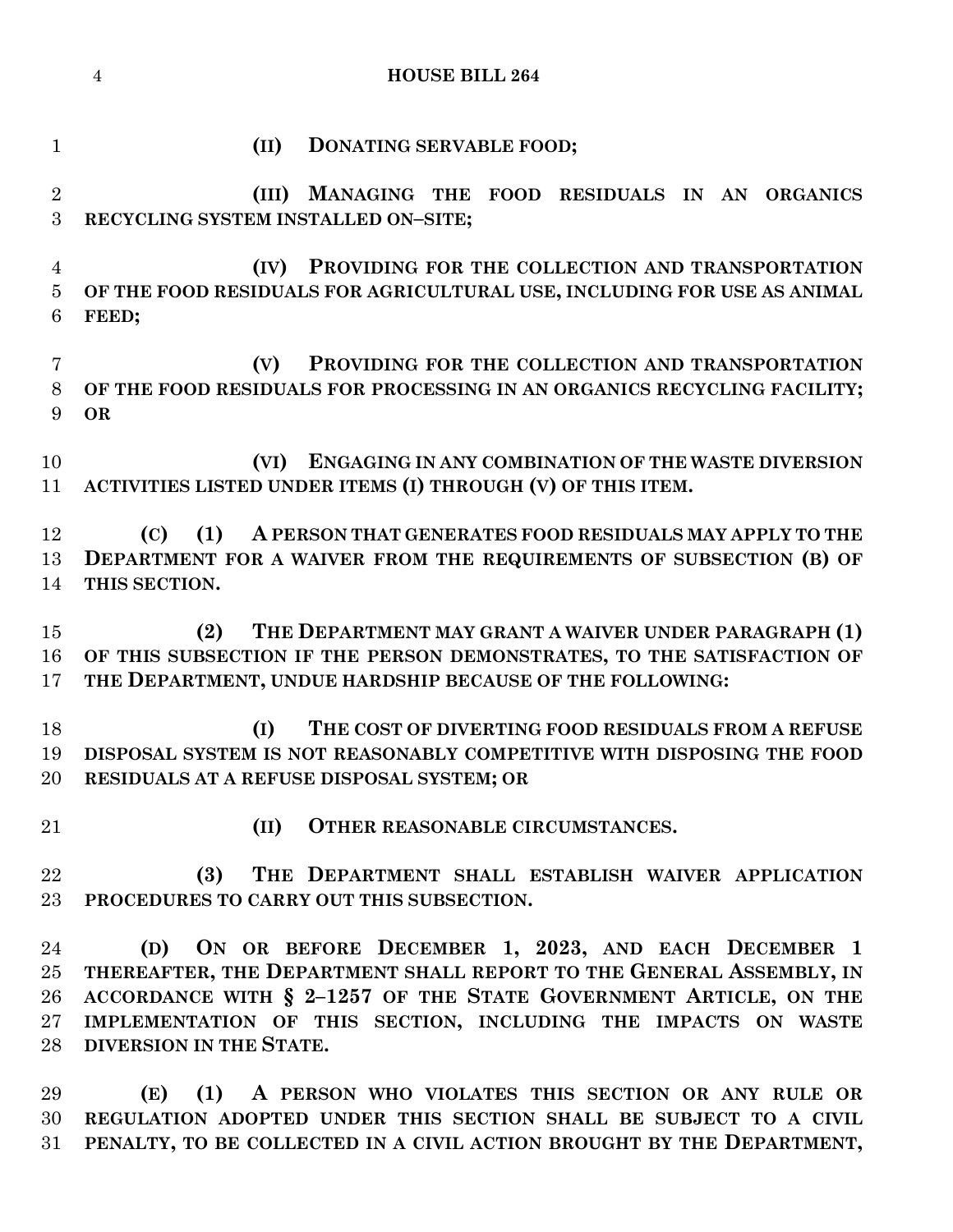**(II) DONATING SERVABLE FOOD;**

**(III) MANAGING THE FOOD RESIDUALS IN AN ORGANICS RECYCLING SYSTEM INSTALLED ON–SITE;**

**(IV) PROVIDING FOR THE COLLECTION AND TRANSPORTATION OF THE FOOD RESIDUALS FOR AGRICULTURAL USE, INCLUDING FOR USE AS ANIMAL FEED;**

**(V) PROVIDING FOR THE COLLECTION AND TRANSPORTATION OF THE FOOD RESIDUALS FOR PROCESSING IN AN ORGANICS RECYCLING FACILITY; OR**

**(VI) ENGAGING IN ANY COMBINATION OF THE WASTE DIVERSION ACTIVITIES LISTED UNDER ITEMS (I) THROUGH (V) OF THIS ITEM.**

**(C) (1) A PERSON THAT GENERATES FOOD RESIDUALS MAY APPLY TO THE DEPARTMENT FOR A WAIVER FROM THE REQUIREMENTS OF SUBSECTION (B) OF THIS SECTION.**

**(2) THE DEPARTMENT MAY GRANT A WAIVER UNDER PARAGRAPH (1) OF THIS SUBSECTION IF THE PERSON DEMONSTRATES, TO THE SATISFACTION OF THE DEPARTMENT, UNDUE HARDSHIP BECAUSE OF THE FOLLOWING:**

**(I) THE COST OF DIVERTING FOOD RESIDUALS FROM A REFUSE DISPOSAL SYSTEM IS NOT REASONABLY COMPETITIVE WITH DISPOSING THE FOOD RESIDUALS AT A REFUSE DISPOSAL SYSTEM; OR**

**(II) OTHER REASONABLE CIRCUMSTANCES.**

**(3) THE DEPARTMENT SHALL ESTABLISH WAIVER APPLICATION PROCEDURES TO CARRY OUT THIS SUBSECTION.**

**(D) ON OR BEFORE DECEMBER 1, 2023, AND EACH DECEMBER 1 THEREAFTER, THE DEPARTMENT SHALL REPORT TO THE GENERAL ASSEMBLY, IN ACCORDANCE WITH § 2–1257 OF THE STATE GOVERNMENT ARTICLE, ON THE IMPLEMENTATION OF THIS SECTION, INCLUDING THE IMPACTS ON WASTE DIVERSION IN THE STATE.**

**(E) (1) A PERSON WHO VIOLATES THIS SECTION OR ANY RULE OR REGULATION ADOPTED UNDER THIS SECTION SHALL BE SUBJECT TO A CIVIL PENALTY, TO BE COLLECTED IN A CIVIL ACTION BROUGHT BY THE DEPARTMENT,**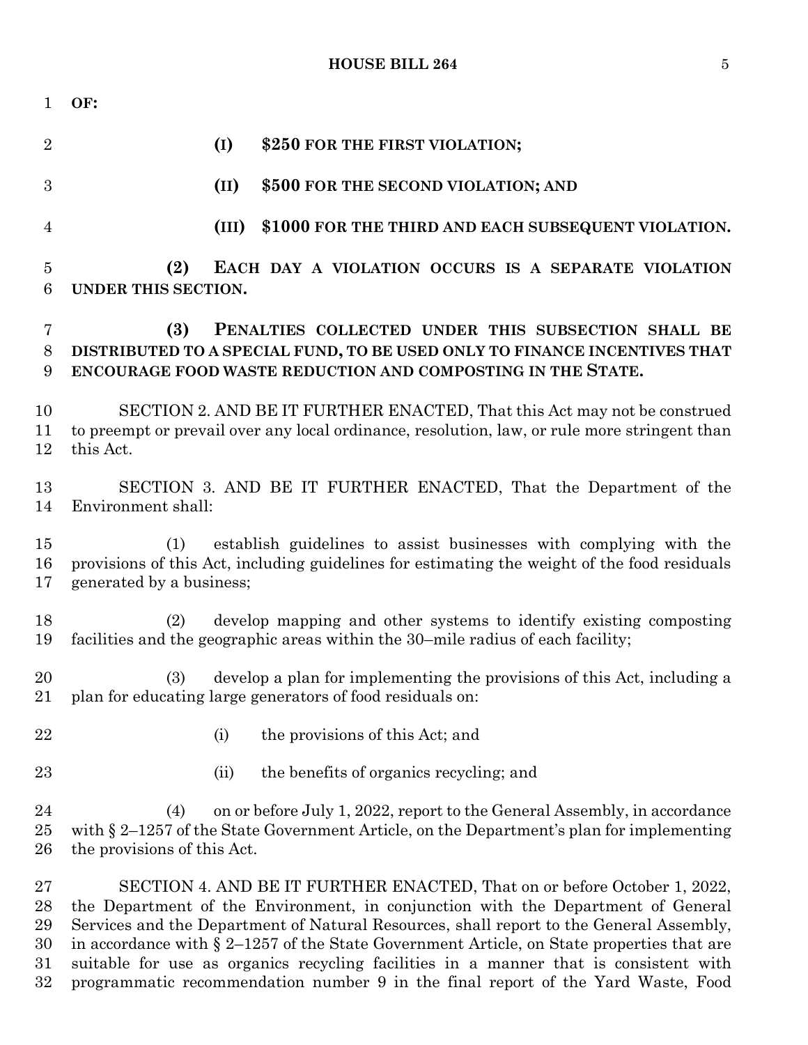**OF:**

**(I) $250 FOR THE FIRST VIOLATION;**

**(II) $500 FOR THE SECOND VIOLATION; AND**

**(III) $1000 FOR THE THIRD AND EACH SUBSEQUENT VIOLATION.**

**(2) EACH DAY A VIOLATION OCCURS IS A SEPARATE VIOLATION UNDER THIS SECTION.**

**(3) PENALTIES COLLECTED UNDER THIS SUBSECTION SHALL BE DISTRIBUTED TO A SPECIAL FUND, TO BE USED ONLY TO FINANCE INCENTIVES THAT ENCOURAGE FOOD WASTE REDUCTION AND COMPOSTING IN THE STATE.**

SECTION 2. AND BE IT FURTHER ENACTED, That this Act may not be construed to preempt or prevail over any local ordinance, resolution, law, or rule more stringent than this Act.

SECTION 3. AND BE IT FURTHER ENACTED, That the Department of the Environment shall:

(1) establish guidelines to assist businesses with complying with the provisions of this Act, including guidelines for estimating the weight of the food residuals generated by a business;

(2) develop mapping and other systems to identify existing composting facilities and the geographic areas within the 30–mile radius of each facility;

(3) develop a plan for implementing the provisions of this Act, including a plan for educating large generators of food residuals on:

(i) the provisions of this Act; and

(ii) the benefits of organics recycling; and

(4) on or before July 1, 2022, report to the General Assembly, in accordance with § 2–1257 of the State Government Article, on the Department's plan for implementing the provisions of this Act.

SECTION 4. AND BE IT FURTHER ENACTED, That on or before October 1, 2022, the Department of the Environment, in conjunction with the Department of General Services and the Department of Natural Resources, shall report to the General Assembly, in accordance with § 2–1257 of the State Government Article, on State properties that are suitable for use as organics recycling facilities in a manner that is consistent with programmatic recommendation number 9 in the final report of the Yard Waste, Food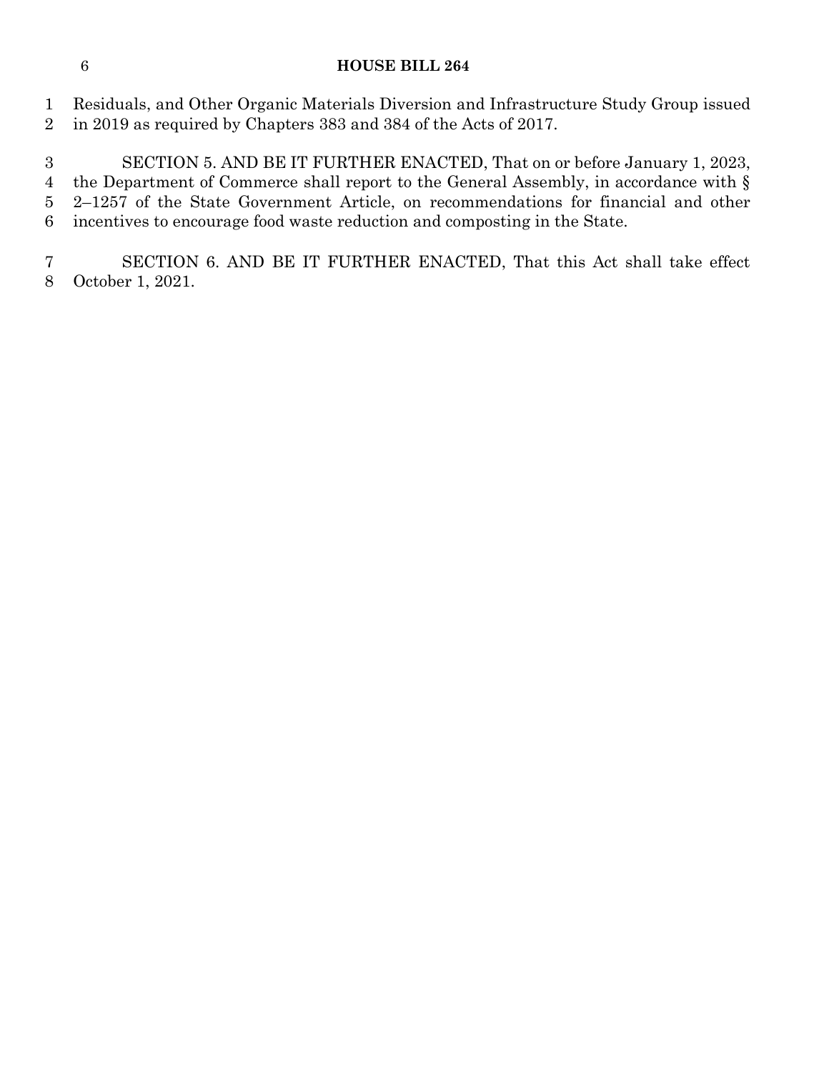Residuals, and Other Organic Materials Diversion and Infrastructure Study Group issued in 2019 as required by Chapters 383 and 384 of the Acts of 2017.

SECTION 5. AND BE IT FURTHER ENACTED, That on or before January 1, 2023, the Department of Commerce shall report to the General Assembly, in accordance with § 2–1257 of the State Government Article, on recommendations for financial and other incentives to encourage food waste reduction and composting in the State.

SECTION 6. AND BE IT FURTHER ENACTED, That this Act shall take effect October 1, 2021.